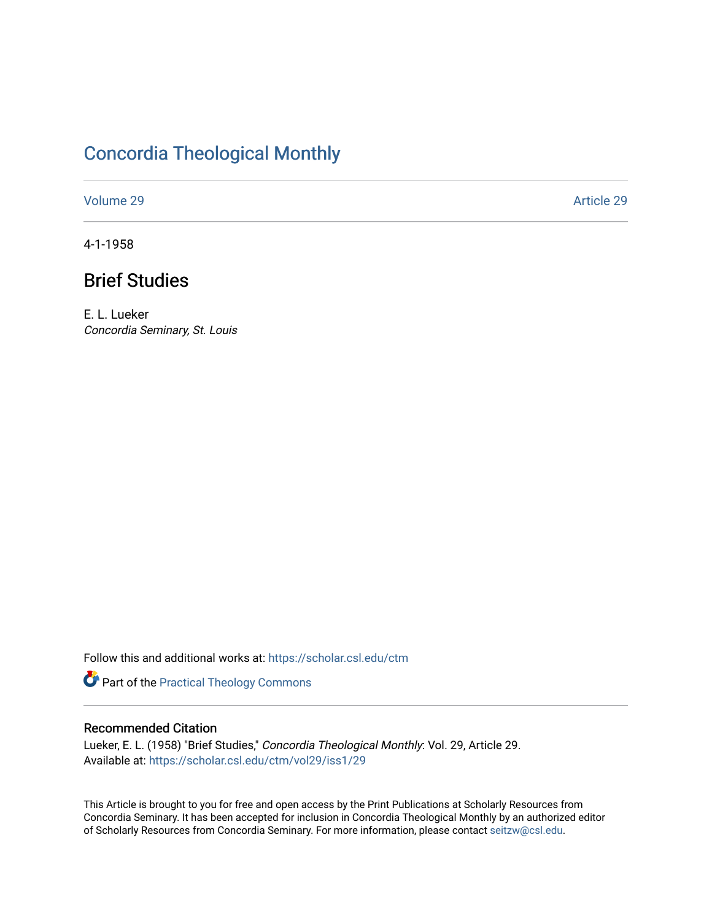# Concordia Theological Monthly

Volume 29 Article 29

4-1-1958

## Brief Studies

E. L. Lueker
*Concordia Seminary, St. Louis*

Follow this and additional works at: https://scholar.csl.edu/ctm

Part of the Practical Theology Commons

### Recommended Citation

Lueker, E. L. (1958) "Brief Studies," *Concordia Theological Monthly*: Vol. 29, Article 29.
Available at: https://scholar.csl.edu/ctm/vol29/iss1/29

This Article is brought to you for free and open access by the Print Publications at Scholarly Resources from Concordia Seminary. It has been accepted for inclusion in Concordia Theological Monthly by an authorized editor of Scholarly Resources from Concordia Seminary. For more information, please contact seitzw@csl.edu.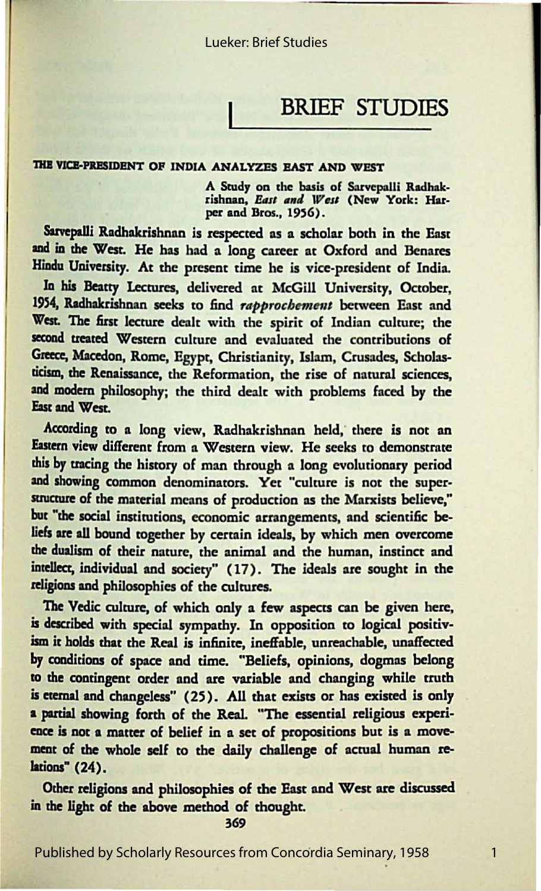# BRIEF STUDIES

**THE VICE-PRESIDENT OF INDIA ANALYZES EAST AND WEST**

A Study on the basis of Sarvepalli Radhakrishnan, *East and West* (New York: Harper and Bros., 1956).

Sarvepalli Radhakrishnan is respected as a scholar both in the East and in the West. He has had a long career at Oxford and Benares Hindu University. At the present time he is vice-president of India.

In his Beatty Lectures, delivered at McGill University, October, 1954, Radhakrishnan seeks to find *rapprochement* between East and West. The first lecture dealt with the spirit of Indian culture; the second treated Western culture and evaluated the contributions of Greece, Macedon, Rome, Egypt, Christianity, Islam, Crusades, Scholasticism, the Renaissance, the Reformation, the rise of natural sciences, and modern philosophy; the third dealt with problems faced by the East and West.

According to a long view, Radhakrishnan held, there is not an Eastern view different from a Western view. He seeks to demonstrate this by tracing the history of man through a long evolutionary period and showing common denominators. Yet "culture is not the superstructure of the material means of production as the Marxists believe," but "the social institutions, economic arrangements, and scientific beliefs are all bound together by certain ideals, by which men overcome the dualism of their nature, the animal and the human, instinct and intellect, individual and society" (17). The ideals are sought in the religions and philosophies of the cultures.

The Vedic culture, of which only a few aspects can be given here, is described with special sympathy. In opposition to logical positivism it holds that the Real is infinite, ineffable, unreachable, unaffected by conditions of space and time. "Beliefs, opinions, dogmas belong to the contingent order and are variable and changing while truth is eternal and changeless" (25). All that exists or has existed is only a partial showing forth of the Real. "The essential religious experience is not a matter of belief in a set of propositions but is a movement of the whole self to the daily challenge of actual human relations" (24).

Other religions and philosophies of the East and West are discussed in the light of the above method of thought.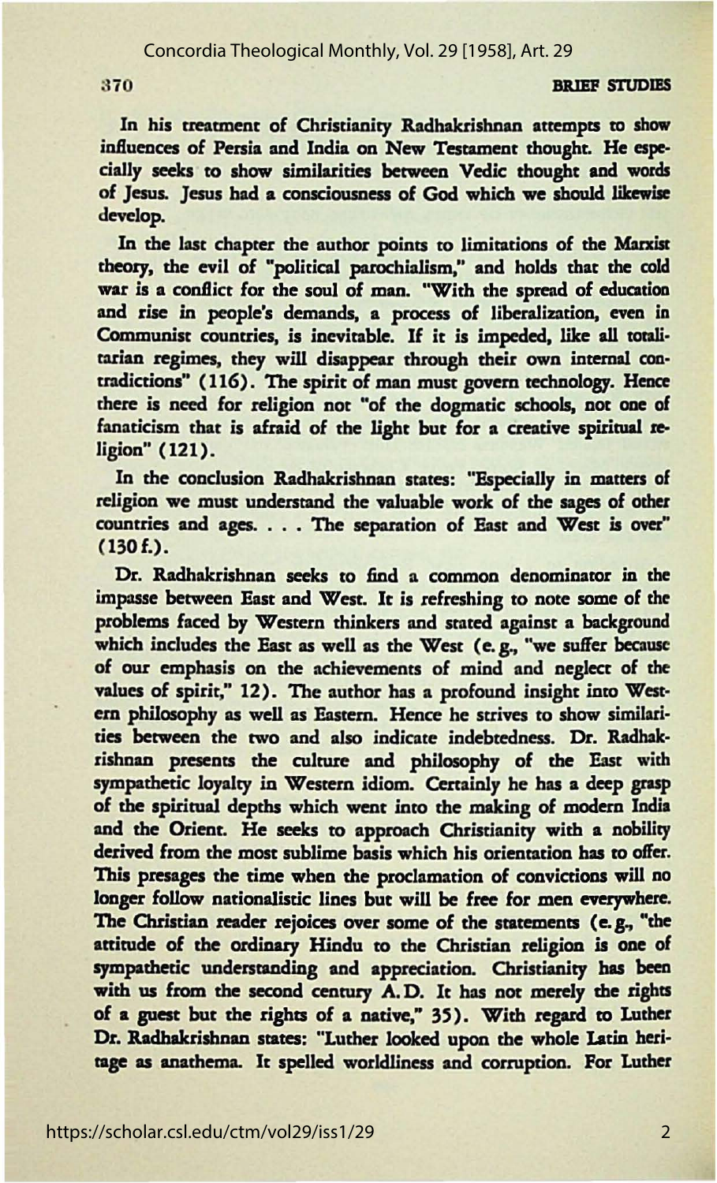In his treatment of Christianity Radhakrishnan attempts to show influences of Persia and India on New Testament thought. He especially seeks to show similarities between Vedic thought and words of Jesus. Jesus had a consciousness of God which we should likewise develop.

In the last chapter the author points to limitations of the Marxist theory, the evil of "political parochialism," and holds that the cold war is a conflict for the soul of man. "With the spread of education and rise in people's demands, a process of liberalization, even in Communist countries, is inevitable. If it is impeded, like all totalitarian regimes, they will disappear through their own internal contradictions" (116). The spirit of man must govern technology. Hence there is need for religion not "of the dogmatic schools, not one of fanaticism that is afraid of the light but for a creative spiritual religion" (121).

In the conclusion Radhakrishnan states: "Especially in matters of religion we must understand the valuable work of the sages of other countries and ages. . . . The separation of East and West is over" (130 f.).

Dr. Radhakrishnan seeks to find a common denominator in the impasse between East and West. It is refreshing to note some of the problems faced by Western thinkers and stated against a background which includes the East as well as the West (e. g., "we suffer because of our emphasis on the achievements of mind and neglect of the values of spirit," 12). The author has a profound insight into Western philosophy as well as Eastern. Hence he strives to show similarities between the two and also indicate indebtedness. Dr. Radhakrishnan presents the culture and philosophy of the East with sympathetic loyalty in Western idiom. Certainly he has a deep grasp of the spiritual depths which went into the making of modern India and the Orient. He seeks to approach Christianity with a nobility derived from the most sublime basis which his orientation has to offer. This presages the time when the proclamation of convictions will no longer follow nationalistic lines but will be free for men everywhere. The Christian reader rejoices over some of the statements (e. g., "the attitude of the ordinary Hindu to the Christian religion is one of sympathetic understanding and appreciation. Christianity has been with us from the second century A. D. It has not merely the rights of a guest but the rights of a native," 35). With regard to Luther Dr. Radhakrishnan states: "Luther looked upon the whole Latin heritage as anathema. It spelled worldliness and corruption. For Luther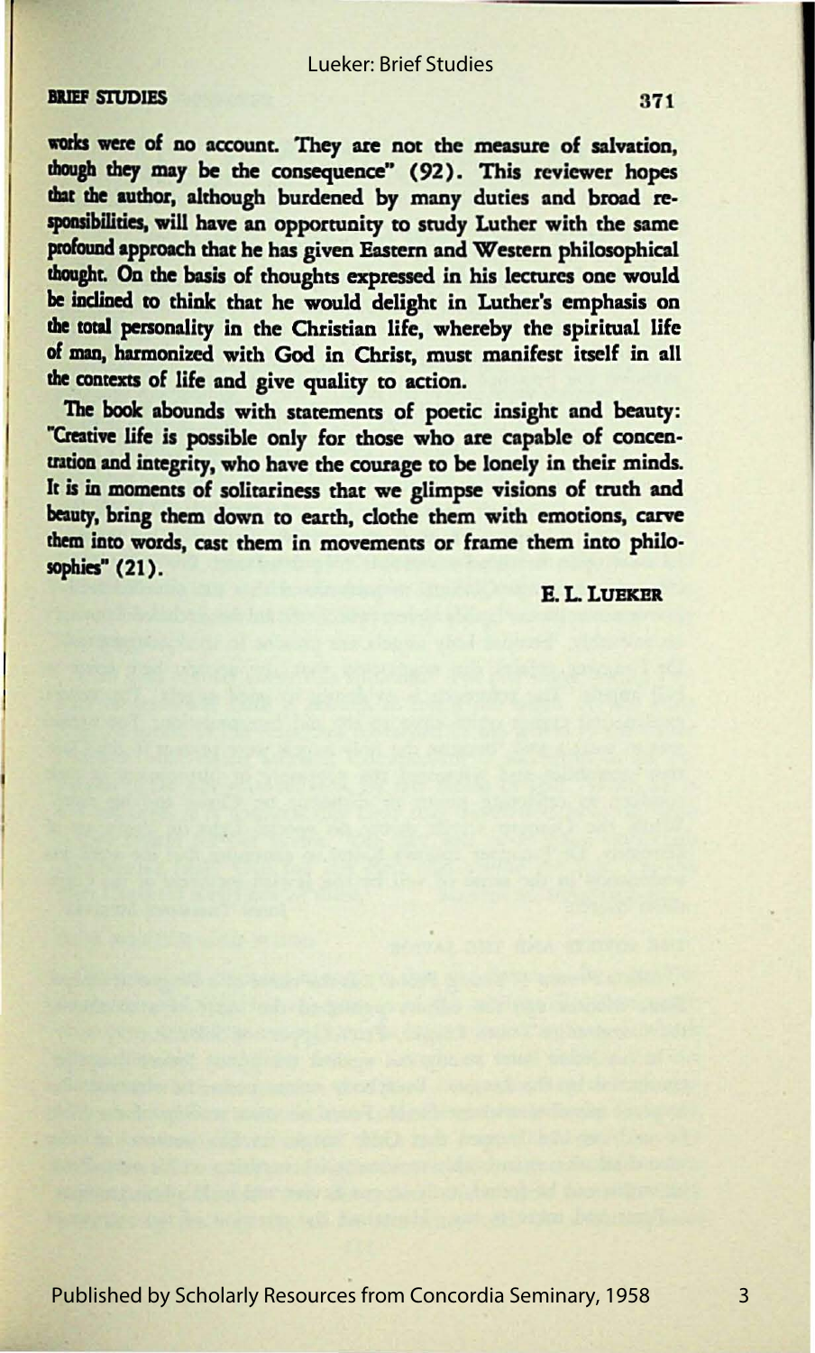works were of no account. They are not the measure of salvation, though they may be the consequence" (92). This reviewer hopes that the author, although burdened by many duties and broad responsibilities, will have an opportunity to study Luther with the same profound approach that he has given Eastern and Western philosophical thought. On the basis of thoughts expressed in his lectures one would be inclined to think that he would delight in Luther's emphasis on the total personality in the Christian life, whereby the spiritual life of man, harmonized with God in Christ, must manifest itself in all the contexts of life and give quality to action.

The book abounds with statements of poetic insight and beauty: "Creative life is possible only for those who are capable of concentration and integrity, who have the courage to be lonely in their minds. It is in moments of solitariness that we glimpse visions of truth and beauty, bring them down to earth, clothe them with emotions, carve them into words, cast them in movements or frame them into philosophies" (21).

E. L. LUEKER